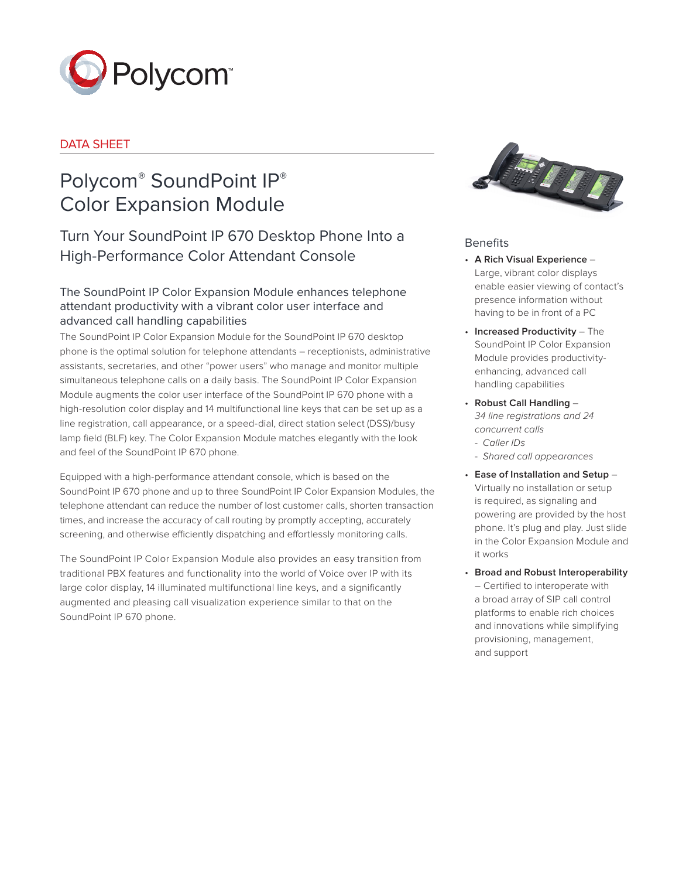Polycom™

DATA SHEET

# Polycom® SoundPoint IP® Color Expansion Module

## Turn Your SoundPoint IP 670 Desktop Phone Into a High-Performance Color Attendant Console

### The SoundPoint IP Color Expansion Module enhances telephone attendant productivity with a vibrant color user interface and advanced call handling capabilities

The SoundPoint IP Color Expansion Module for the SoundPoint IP 670 desktop phone is the optimal solution for telephone attendants – receptionists, administrative assistants, secretaries, and other "power users" who manage and monitor multiple simultaneous telephone calls on a daily basis. The SoundPoint IP Color Expansion Module augments the color user interface of the SoundPoint IP 670 phone with a high-resolution color display and 14 multifunctional line keys that can be set up as a line registration, call appearance, or a speed-dial, direct station select (DSS)/busy lamp field (BLF) key. The Color Expansion Module matches elegantly with the look and feel of the SoundPoint IP 670 phone.

Equipped with a high-performance attendant console, which is based on the SoundPoint IP 670 phone and up to three SoundPoint IP Color Expansion Modules, the telephone attendant can reduce the number of lost customer calls, shorten transaction times, and increase the accuracy of call routing by promptly accepting, accurately screening, and otherwise efficiently dispatching and effortlessly monitoring calls.

The SoundPoint IP Color Expansion Module also provides an easy transition from traditional PBX features and functionality into the world of Voice over IP with its large color display, 14 illuminated multifunctional line keys, and a significantly augmented and pleasing call visualization experience similar to that on the SoundPoint IP 670 phone.

### Benefits

- **A Rich Visual Experience** – Large, vibrant color displays enable easier viewing of contact's presence information without having to be in front of a PC
- **Increased Productivity** – The SoundPoint IP Color Expansion Module provides productivity-enhancing, advanced call handling capabilities
- **Robust Call Handling** – *34 line registrations and 24 concurrent calls*
  - *Caller IDs*
  - *Shared call appearances*
- **Ease of Installation and Setup** – Virtually no installation or setup is required, as signaling and powering are provided by the host phone. It's plug and play. Just slide in the Color Expansion Module and it works
- **Broad and Robust Interoperability** – Certified to interoperate with a broad array of SIP call control platforms to enable rich choices and innovations while simplifying provisioning, management, and support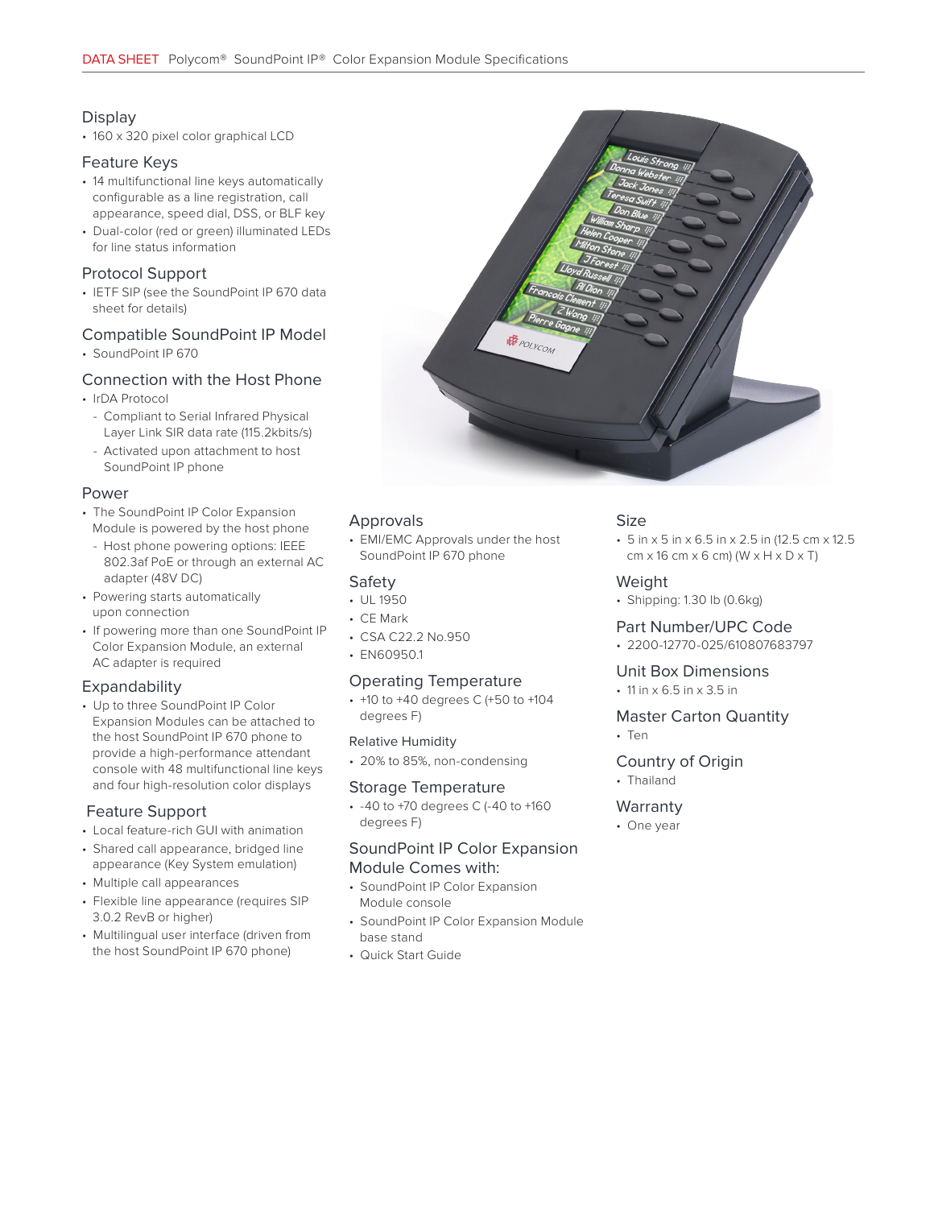## Display

- 160 x 320 pixel color graphical LCD

## Feature Keys

- 14 multifunctional line keys automatically configurable as a line registration, call appearance, speed dial, DSS, or BLF key
- Dual-color (red or green) illuminated LEDs for line status information

## Protocol Support

- IETF SIP (see the SoundPoint IP 670 data sheet for details)

## Compatible SoundPoint IP Model

- SoundPoint IP 670

## Connection with the Host Phone

- IrDA Protocol
  - Compliant to Serial Infrared Physical Layer Link SIR data rate (115.2kbits/s)
  - Activated upon attachment to host SoundPoint IP phone

## Power

- The SoundPoint IP Color Expansion Module is powered by the host phone
  - Host phone powering options: IEEE 802.3af PoE or through an external AC adapter (48V DC)
- Powering starts automatically upon connection
- If powering more than one SoundPoint IP Color Expansion Module, an external AC adapter is required

## Expandability

- Up to three SoundPoint IP Color Expansion Modules can be attached to the host SoundPoint IP 670 phone to provide a high-performance attendant console with 48 multifunctional line keys and four high-resolution color displays

## Feature Support

- Local feature-rich GUI with animation
- Shared call appearance, bridged line appearance (Key System emulation)
- Multiple call appearances
- Flexible line appearance (requires SIP 3.0.2 RevB or higher)
- Multilingual user interface (driven from the host SoundPoint IP 670 phone)

## Approvals

- EMI/EMC Approvals under the host SoundPoint IP 670 phone

## Safety

- UL 1950
- CE Mark
- CSA C22.2 No.950
- EN60950.1

## Operating Temperature

- +10 to +40 degrees C (+50 to +104 degrees F)

### Relative Humidity

- 20% to 85%, non-condensing

## Storage Temperature

- -40 to +70 degrees C (-40 to +160 degrees F)

## SoundPoint IP Color Expansion Module Comes with:

- SoundPoint IP Color Expansion Module console
- SoundPoint IP Color Expansion Module base stand
- Quick Start Guide

## Size

- 5 in x 5 in x 6.5 in x 2.5 in (12.5 cm x 12.5 cm x 16 cm x 6 cm) (W x H x D x T)

## Weight

- Shipping: 1.30 lb (0.6kg)

## Part Number/UPC Code

- 2200-12770-025/610807683797

## Unit Box Dimensions

- 11 in x 6.5 in x 3.5 in

## Master Carton Quantity

- Ten

## Country of Origin

- Thailand

## Warranty

- One year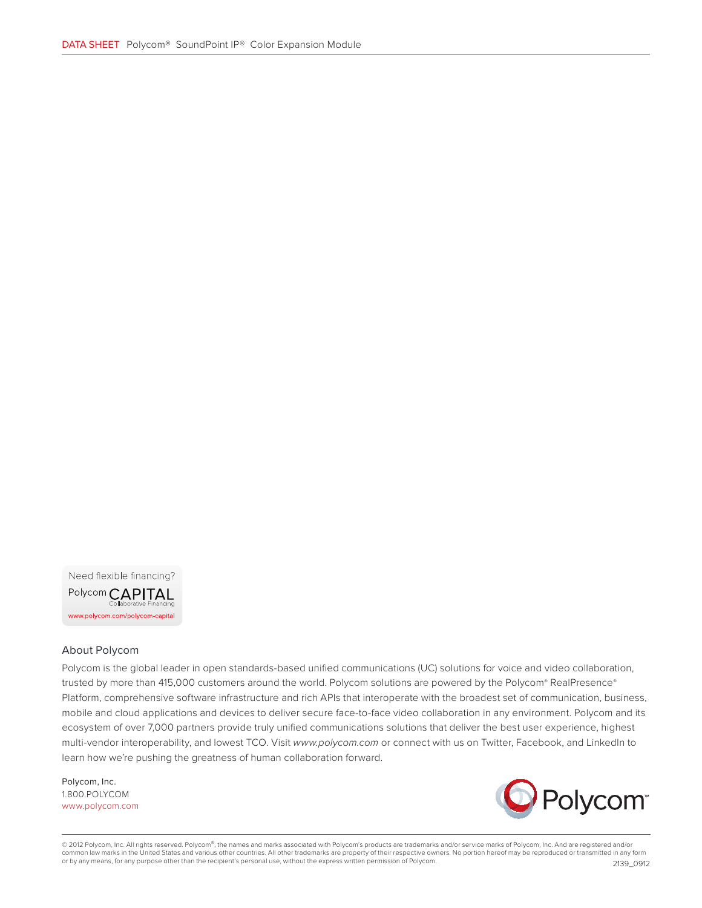Need flexible financing?

Polycom CAPITAL
Collaborative Financing

www.polycom.com/polycom-capital

## About Polycom

Polycom is the global leader in open standards-based unified communications (UC) solutions for voice and video collaboration, trusted by more than 415,000 customers around the world. Polycom solutions are powered by the Polycom® RealPresence® Platform, comprehensive software infrastructure and rich APIs that interoperate with the broadest set of communication, business, mobile and cloud applications and devices to deliver secure face-to-face video collaboration in any environment. Polycom and its ecosystem of over 7,000 partners provide truly unified communications solutions that deliver the best user experience, highest multi-vendor interoperability, and lowest TCO. Visit *www.polycom.com* or connect with us on Twitter, Facebook, and LinkedIn to learn how we're pushing the greatness of human collaboration forward.

Polycom, Inc.
1.800.POLYCOM
www.polycom.com

Polycom™

© 2012 Polycom, Inc. All rights reserved. Polycom®, the names and marks associated with Polycom's products are trademarks and/or service marks of Polycom, Inc. And are registered and/or common law marks in the United States and various other countries. All other trademarks are property of their respective owners. No portion hereof may be reproduced or transmitted in any form or by any means, for any purpose other than the recipient's personal use, without the express written permission of Polycom.

2139_0912